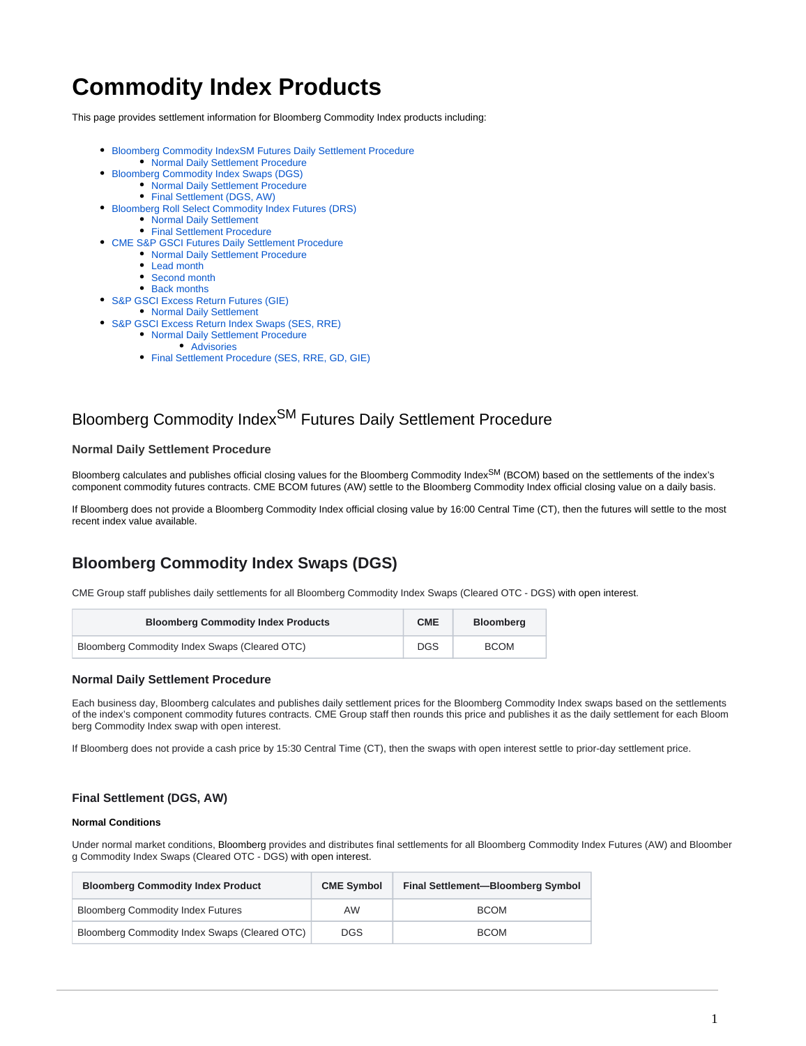# Commodity Index Products

This page provides settlement information for Bloomberg Commodity Index products including:

- Bloomberg Commodity IndexSM Futures Daily Settlement Procedure
  - Normal Daily Settlement Procedure
- Bloomberg Commodity Index Swaps (DGS)
  - Normal Daily Settlement Procedure
  - Final Settlement (DGS, AW)
- Bloomberg Roll Select Commodity Index Futures (DRS)
  - Normal Daily Settlement
  - Final Settlement Procedure
- CME S&P GSCI Futures Daily Settlement Procedure
  - Normal Daily Settlement Procedure
  - Lead month
  - Second month
  - Back months
- S&P GSCI Excess Return Futures (GIE)
  - Normal Daily Settlement
- S&P GSCI Excess Return Index Swaps (SES, RRE)
  - Normal Daily Settlement Procedure
    - Advisories
  - Final Settlement Procedure (SES, RRE, GD, GIE)

## Bloomberg Commodity Index[SM] Futures Daily Settlement Procedure

### Normal Daily Settlement Procedure

Bloomberg calculates and publishes official closing values for the Bloomberg Commodity Index[SM] (BCOM) based on the settlements of the index's component commodity futures contracts. CME BCOM futures (AW) settle to the Bloomberg Commodity Index official closing value on a daily basis.

If Bloomberg does not provide a Bloomberg Commodity Index official closing value by 16:00 Central Time (CT), then the futures will settle to the most recent index value available.

## Bloomberg Commodity Index Swaps (DGS)

CME Group staff publishes daily settlements for all Bloomberg Commodity Index Swaps (Cleared OTC - DGS) with open interest.

| Bloomberg Commodity Index Products | CME | Bloomberg |
|---|---|---|
| Bloomberg Commodity Index Swaps (Cleared OTC) | DGS | BCOM |

### Normal Daily Settlement Procedure

Each business day, Bloomberg calculates and publishes daily settlement prices for the Bloomberg Commodity Index swaps based on the settlements of the index's component commodity futures contracts. CME Group staff then rounds this price and publishes it as the daily settlement for each Bloomberg Commodity Index swap with open interest.

If Bloomberg does not provide a cash price by 15:30 Central Time (CT), then the swaps with open interest settle to prior-day settlement price.

### Final Settlement (DGS, AW)

**Normal Conditions**

Under normal market conditions, Bloomberg provides and distributes final settlements for all Bloomberg Commodity Index Futures (AW) and Bloomberg Commodity Index Swaps (Cleared OTC - DGS) with open interest.

| Bloomberg Commodity Index Product | CME Symbol | Final Settlement—Bloomberg Symbol |
|---|---|---|
| Bloomberg Commodity Index Futures | AW | BCOM |
| Bloomberg Commodity Index Swaps (Cleared OTC) | DGS | BCOM |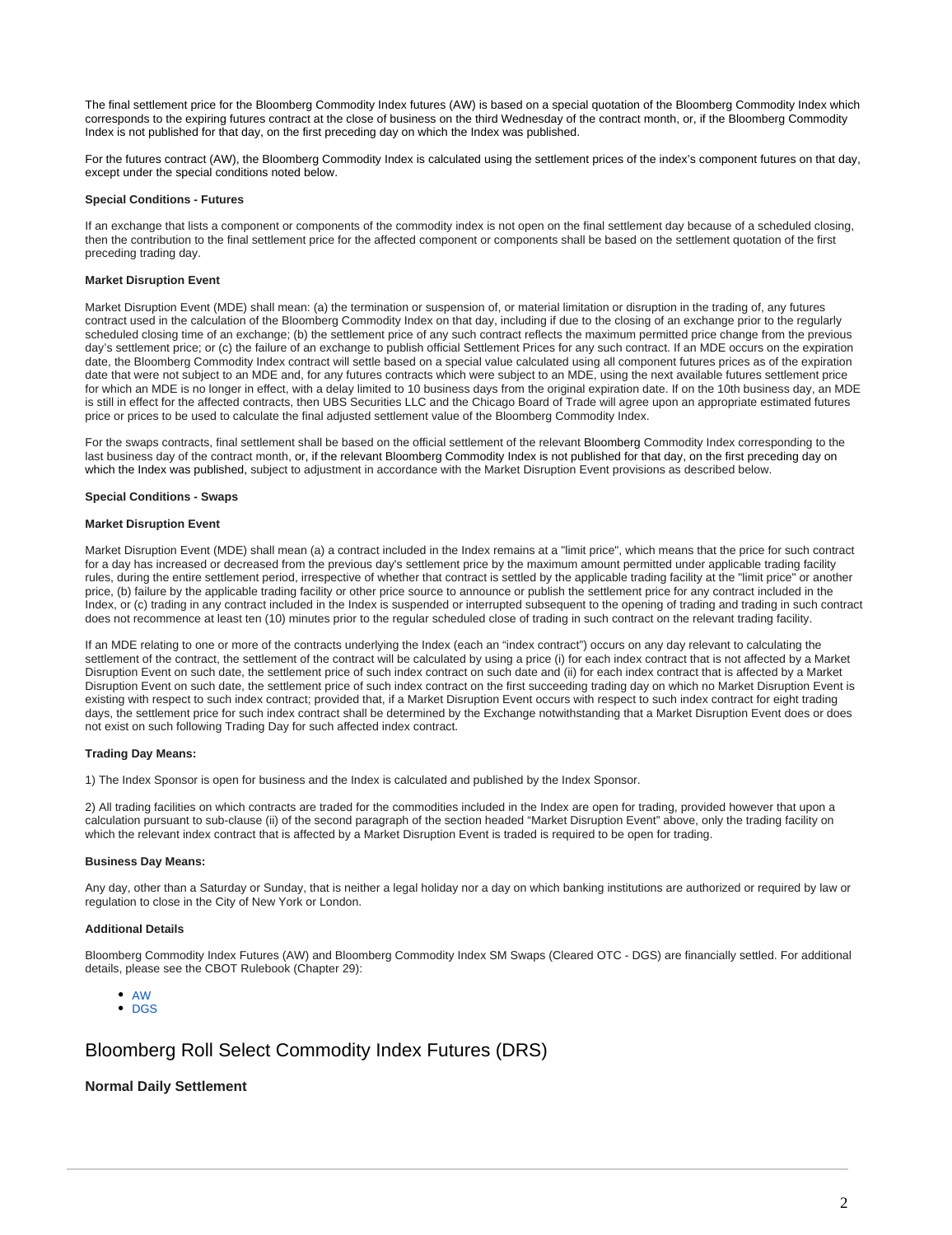The final settlement price for the Bloomberg Commodity Index futures (AW) is based on a special quotation of the Bloomberg Commodity Index which corresponds to the expiring futures contract at the close of business on the third Wednesday of the contract month, or, if the Bloomberg Commodity Index is not published for that day, on the first preceding day on which the Index was published.

For the futures contract (AW), the Bloomberg Commodity Index is calculated using the settlement prices of the index's component futures on that day, except under the special conditions noted below.

**Special Conditions - Futures**

If an exchange that lists a component or components of the commodity index is not open on the final settlement day because of a scheduled closing, then the contribution to the final settlement price for the affected component or components shall be based on the settlement quotation of the first preceding trading day.

**Market Disruption Event**

Market Disruption Event (MDE) shall mean: (a) the termination or suspension of, or material limitation or disruption in the trading of, any futures contract used in the calculation of the Bloomberg Commodity Index on that day, including if due to the closing of an exchange prior to the regularly scheduled closing time of an exchange; (b) the settlement price of any such contract reflects the maximum permitted price change from the previous day's settlement price; or (c) the failure of an exchange to publish official Settlement Prices for any such contract. If an MDE occurs on the expiration date, the Bloomberg Commodity Index contract will settle based on a special value calculated using all component futures prices as of the expiration date that were not subject to an MDE and, for any futures contracts which were subject to an MDE, using the next available futures settlement price for which an MDE is no longer in effect, with a delay limited to 10 business days from the original expiration date. If on the 10th business day, an MDE is still in effect for the affected contracts, then UBS Securities LLC and the Chicago Board of Trade will agree upon an appropriate estimated futures price or prices to be used to calculate the final adjusted settlement value of the Bloomberg Commodity Index.

For the swaps contracts, final settlement shall be based on the official settlement of the relevant Bloomberg Commodity Index corresponding to the last business day of the contract month, or, if the relevant Bloomberg Commodity Index is not published for that day, on the first preceding day on which the Index was published, subject to adjustment in accordance with the Market Disruption Event provisions as described below.

**Special Conditions - Swaps**

**Market Disruption Event**

Market Disruption Event (MDE) shall mean (a) a contract included in the Index remains at a "limit price", which means that the price for such contract for a day has increased or decreased from the previous day's settlement price by the maximum amount permitted under applicable trading facility rules, during the entire settlement period, irrespective of whether that contract is settled by the applicable trading facility at the "limit price" or another price, (b) failure by the applicable trading facility or other price source to announce or publish the settlement price for any contract included in the Index, or (c) trading in any contract included in the Index is suspended or interrupted subsequent to the opening of trading and trading in such contract does not recommence at least ten (10) minutes prior to the regular scheduled close of trading in such contract on the relevant trading facility.

If an MDE relating to one or more of the contracts underlying the Index (each an "index contract") occurs on any day relevant to calculating the settlement of the contract, the settlement of the contract will be calculated by using a price (i) for each index contract that is not affected by a Market Disruption Event on such date, the settlement price of such index contract on such date and (ii) for each index contract that is affected by a Market Disruption Event on such date, the settlement price of such index contract on the first succeeding trading day on which no Market Disruption Event is existing with respect to such index contract; provided that, if a Market Disruption Event occurs with respect to such index contract for eight trading days, the settlement price for such index contract shall be determined by the Exchange notwithstanding that a Market Disruption Event does or does not exist on such following Trading Day for such affected index contract.

**Trading Day Means:**

1) The Index Sponsor is open for business and the Index is calculated and published by the Index Sponsor.

2) All trading facilities on which contracts are traded for the commodities included in the Index are open for trading, provided however that upon a calculation pursuant to sub-clause (ii) of the second paragraph of the section headed "Market Disruption Event" above, only the trading facility on which the relevant index contract that is affected by a Market Disruption Event is traded is required to be open for trading.

**Business Day Means:**

Any day, other than a Saturday or Sunday, that is neither a legal holiday nor a day on which banking institutions are authorized or required by law or regulation to close in the City of New York or London.

**Additional Details**

Bloomberg Commodity Index Futures (AW) and Bloomberg Commodity Index SM Swaps (Cleared OTC - DGS) are financially settled. For additional details, please see the CBOT Rulebook (Chapter 29):

- AW
- DGS

## Bloomberg Roll Select Commodity Index Futures (DRS)

### Normal Daily Settlement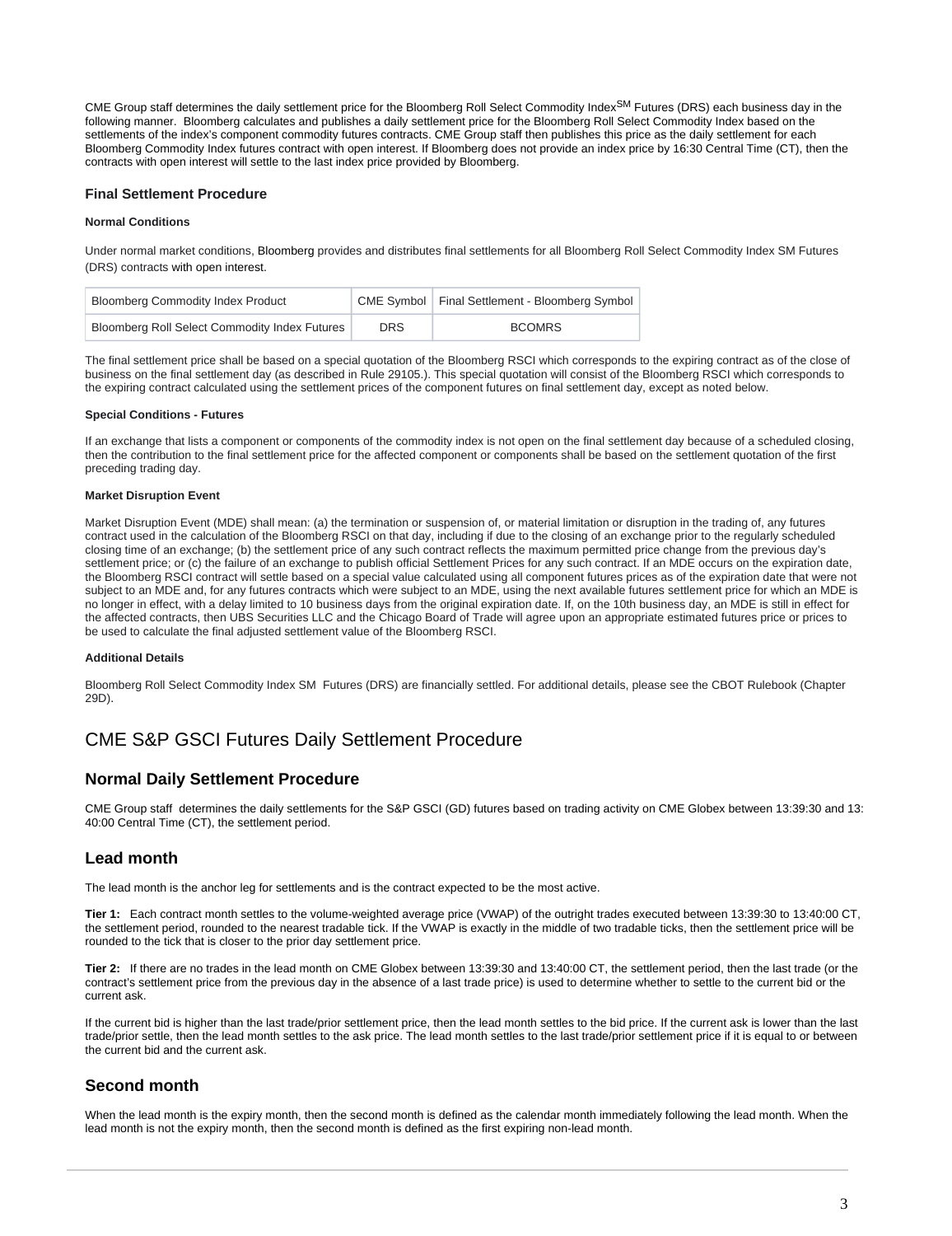CME Group staff determines the daily settlement price for the Bloomberg Roll Select Commodity Index[SM] Futures (DRS) each business day in the following manner. Bloomberg calculates and publishes a daily settlement price for the Bloomberg Roll Select Commodity Index based on the settlements of the index's component commodity futures contracts. CME Group staff then publishes this price as the daily settlement for each Bloomberg Commodity Index futures contract with open interest. If Bloomberg does not provide an index price by 16:30 Central Time (CT), then the contracts with open interest will settle to the last index price provided by Bloomberg.

### Final Settlement Procedure

#### Normal Conditions

Under normal market conditions, Bloomberg provides and distributes final settlements for all Bloomberg Roll Select Commodity Index SM Futures (DRS) contracts with open interest.

| Bloomberg Commodity Index Product | CME Symbol | Final Settlement - Bloomberg Symbol |
|---|---|---|
| Bloomberg Roll Select Commodity Index Futures | DRS | BCOMRS |

The final settlement price shall be based on a special quotation of the Bloomberg RSCI which corresponds to the expiring contract as of the close of business on the final settlement day (as described in Rule 29105.). This special quotation will consist of the Bloomberg RSCI which corresponds to the expiring contract calculated using the settlement prices of the component futures on final settlement day, except as noted below.

#### Special Conditions - Futures

If an exchange that lists a component or components of the commodity index is not open on the final settlement day because of a scheduled closing, then the contribution to the final settlement price for the affected component or components shall be based on the settlement quotation of the first preceding trading day.

#### Market Disruption Event

Market Disruption Event (MDE) shall mean: (a) the termination or suspension of, or material limitation or disruption in the trading of, any futures contract used in the calculation of the Bloomberg RSCI on that day, including if due to the closing of an exchange prior to the regularly scheduled closing time of an exchange; (b) the settlement price of any such contract reflects the maximum permitted price change from the previous day's settlement price; or (c) the failure of an exchange to publish official Settlement Prices for any such contract. If an MDE occurs on the expiration date, the Bloomberg RSCI contract will settle based on a special value calculated using all component futures prices as of the expiration date that were not subject to an MDE and, for any futures contracts which were subject to an MDE, using the next available futures settlement price for which an MDE is no longer in effect, with a delay limited to 10 business days from the original expiration date. If, on the 10th business day, an MDE is still in effect for the affected contracts, then UBS Securities LLC and the Chicago Board of Trade will agree upon an appropriate estimated futures price or prices to be used to calculate the final adjusted settlement value of the Bloomberg RSCI.

#### Additional Details

Bloomberg Roll Select Commodity Index SM Futures (DRS) are financially settled. For additional details, please see the CBOT Rulebook (Chapter 29D).

## CME S&P GSCI Futures Daily Settlement Procedure

### Normal Daily Settlement Procedure

CME Group staff determines the daily settlements for the S&P GSCI (GD) futures based on trading activity on CME Globex between 13:39:30 and 13:40:00 Central Time (CT), the settlement period.

### Lead month

The lead month is the anchor leg for settlements and is the contract expected to be the most active.

**Tier 1:** Each contract month settles to the volume-weighted average price (VWAP) of the outright trades executed between 13:39:30 to 13:40:00 CT, the settlement period, rounded to the nearest tradable tick. If the VWAP is exactly in the middle of two tradable ticks, then the settlement price will be rounded to the tick that is closer to the prior day settlement price.

**Tier 2:** If there are no trades in the lead month on CME Globex between 13:39:30 and 13:40:00 CT, the settlement period, then the last trade (or the contract's settlement price from the previous day in the absence of a last trade price) is used to determine whether to settle to the current bid or the current ask.

If the current bid is higher than the last trade/prior settlement price, then the lead month settles to the bid price. If the current ask is lower than the last trade/prior settle, then the lead month settles to the ask price. The lead month settles to the last trade/prior settlement price if it is equal to or between the current bid and the current ask.

### Second month

When the lead month is the expiry month, then the second month is defined as the calendar month immediately following the lead month. When the lead month is not the expiry month, then the second month is defined as the first expiring non-lead month.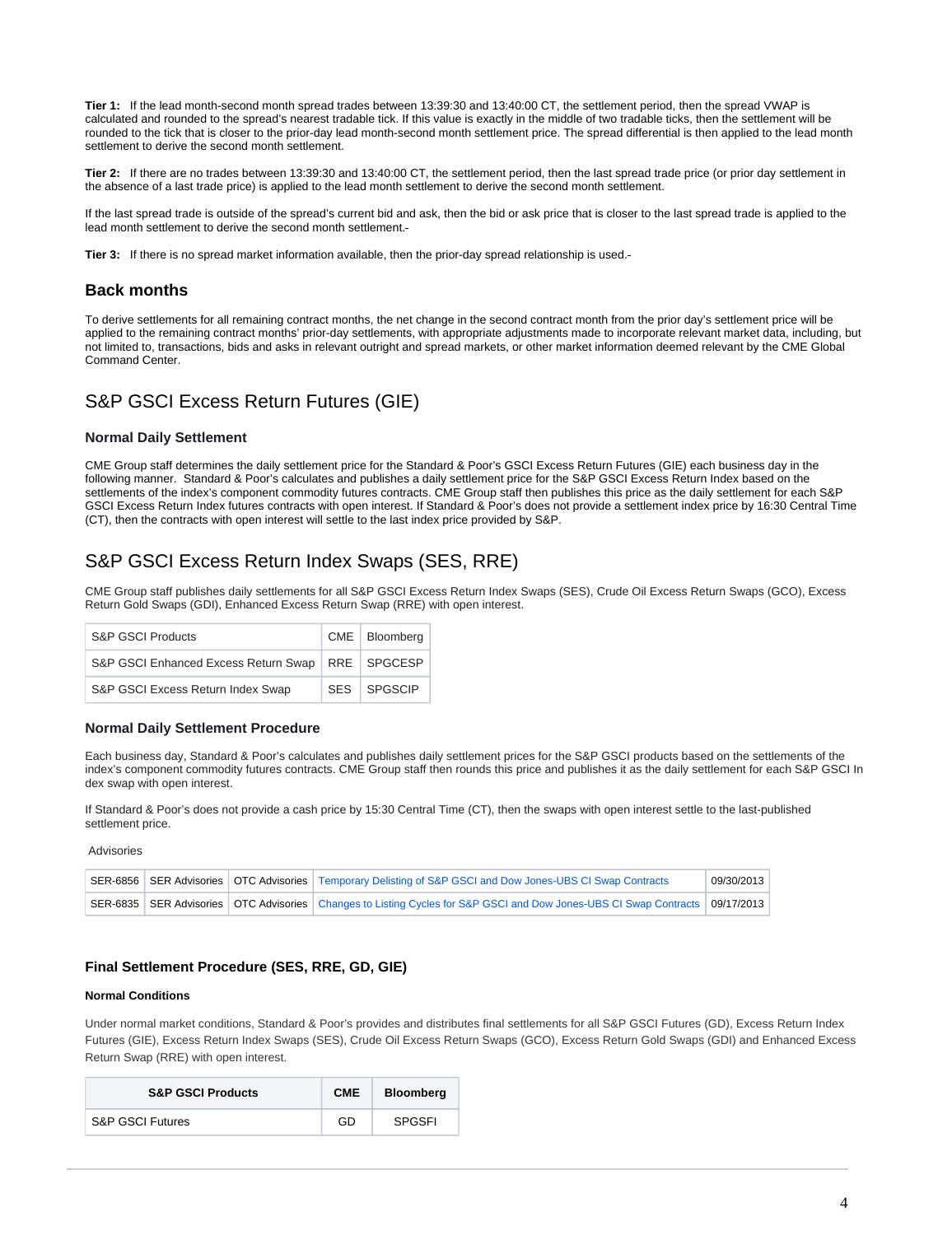**Tier 1:** If the lead month-second month spread trades between 13:39:30 and 13:40:00 CT, the settlement period, then the spread VWAP is calculated and rounded to the spread's nearest tradable tick. If this value is exactly in the middle of two tradable ticks, then the settlement will be rounded to the tick that is closer to the prior-day lead month-second month settlement price. The spread differential is then applied to the lead month settlement to derive the second month settlement.

**Tier 2:** If there are no trades between 13:39:30 and 13:40:00 CT, the settlement period, then the last spread trade price (or prior day settlement in the absence of a last trade price) is applied to the lead month settlement to derive the second month settlement.

If the last spread trade is outside of the spread's current bid and ask, then the bid or ask price that is closer to the last spread trade is applied to the lead month settlement to derive the second month settlement.-

**Tier 3:** If there is no spread market information available, then the prior-day spread relationship is used.-

### Back months

To derive settlements for all remaining contract months, the net change in the second contract month from the prior day's settlement price will be applied to the remaining contract months' prior-day settlements, with appropriate adjustments made to incorporate relevant market data, including, but not limited to, transactions, bids and asks in relevant outright and spread markets, or other market information deemed relevant by the CME Global Command Center.

## S&P GSCI Excess Return Futures (GIE)

### Normal Daily Settlement

CME Group staff determines the daily settlement price for the Standard & Poor's GSCI Excess Return Futures (GIE) each business day in the following manner. Standard & Poor's calculates and publishes a daily settlement price for the S&P GSCI Excess Return Index based on the settlements of the index's component commodity futures contracts. CME Group staff then publishes this price as the daily settlement for each S&P GSCI Excess Return Index futures contracts with open interest. If Standard & Poor's does not provide a settlement index price by 16:30 Central Time (CT), then the contracts with open interest will settle to the last index price provided by S&P.

## S&P GSCI Excess Return Index Swaps (SES, RRE)

CME Group staff publishes daily settlements for all S&P GSCI Excess Return Index Swaps (SES), Crude Oil Excess Return Swaps (GCO), Excess Return Gold Swaps (GDI), Enhanced Excess Return Swap (RRE) with open interest.

| S&P GSCI Products | CME | Bloomberg |
|---|---|---|
| S&P GSCI Enhanced Excess Return Swap | RRE | SPGCESP |
| S&P GSCI Excess Return Index Swap | SES | SPGSCIP |

### Normal Daily Settlement Procedure

Each business day, Standard & Poor's calculates and publishes daily settlement prices for the S&P GSCI products based on the settlements of the index's component commodity futures contracts. CME Group staff then rounds this price and publishes it as the daily settlement for each S&P GSCI In dex swap with open interest.

If Standard & Poor's does not provide a cash price by 15:30 Central Time (CT), then the swaps with open interest settle to the last-published settlement price.

Advisories

| | | | | |
|---|---|---|---|---|
| SER-6856 | SER Advisories | OTC Advisories | Temporary Delisting of S&P GSCI and Dow Jones-UBS CI Swap Contracts | 09/30/2013 |
| SER-6835 | SER Advisories | OTC Advisories | Changes to Listing Cycles for S&P GSCI and Dow Jones-UBS CI Swap Contracts | 09/17/2013 |

### Final Settlement Procedure (SES, RRE, GD, GIE)

**Normal Conditions**

Under normal market conditions, Standard & Poor's provides and distributes final settlements for all S&P GSCI Futures (GD), Excess Return Index Futures (GIE), Excess Return Index Swaps (SES), Crude Oil Excess Return Swaps (GCO), Excess Return Gold Swaps (GDI) and Enhanced Excess Return Swap (RRE) with open interest.

| S&P GSCI Products | CME | Bloomberg |
|---|---|---|
| S&P GSCI Futures | GD | SPGSFI |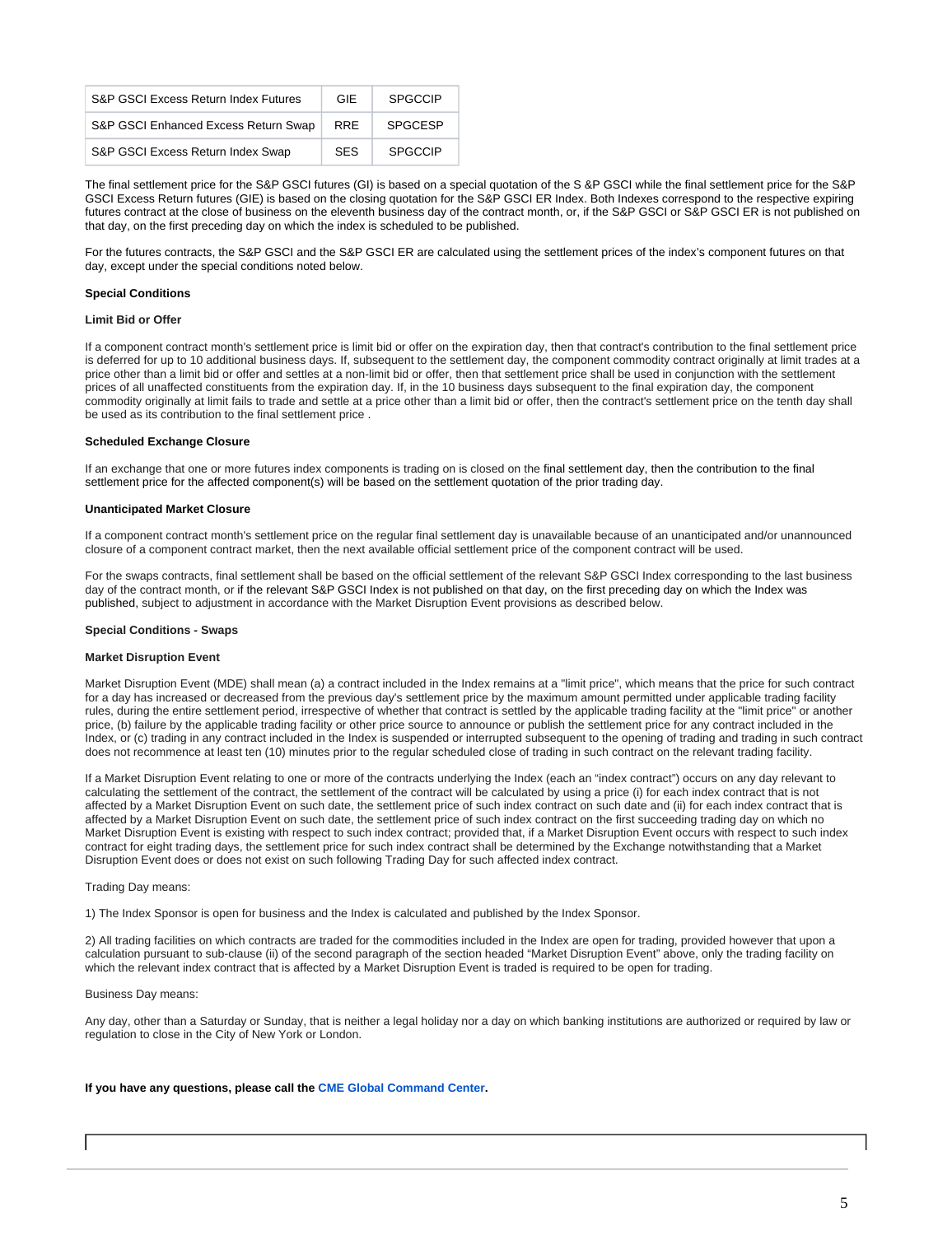| S&P GSCI Excess Return Index Futures | GIE | SPGCCIP |
|---|---|---|
| S&P GSCI Enhanced Excess Return Swap | RRE | SPGCESP |
| S&P GSCI Excess Return Index Swap | SES | SPGCCIP |

The final settlement price for the S&P GSCI futures (GI) is based on a special quotation of the S &P GSCI while the final settlement price for the S&P GSCI Excess Return futures (GIE) is based on the closing quotation for the S&P GSCI ER Index. Both Indexes correspond to the respective expiring futures contract at the close of business on the eleventh business day of the contract month, or, if the S&P GSCI or S&P GSCI ER is not published on that day, on the first preceding day on which the index is scheduled to be published.

For the futures contracts, the S&P GSCI and the S&P GSCI ER are calculated using the settlement prices of the index's component futures on that day, except under the special conditions noted below.

**Special Conditions**

**Limit Bid or Offer**

If a component contract month's settlement price is limit bid or offer on the expiration day, then that contract's contribution to the final settlement price is deferred for up to 10 additional business days. If, subsequent to the settlement day, the component commodity contract originally at limit trades at a price other than a limit bid or offer and settles at a non-limit bid or offer, then that settlement price shall be used in conjunction with the settlement prices of all unaffected constituents from the expiration day. If, in the 10 business days subsequent to the final expiration day, the component commodity originally at limit fails to trade and settle at a price other than a limit bid or offer, then the contract's settlement price on the tenth day shall be used as its contribution to the final settlement price .

**Scheduled Exchange Closure**

If an exchange that one or more futures index components is trading on is closed on the final settlement day, then the contribution to the final settlement price for the affected component(s) will be based on the settlement quotation of the prior trading day.

**Unanticipated Market Closure**

If a component contract month's settlement price on the regular final settlement day is unavailable because of an unanticipated and/or unannounced closure of a component contract market, then the next available official settlement price of the component contract will be used.

For the swaps contracts, final settlement shall be based on the official settlement of the relevant S&P GSCI Index corresponding to the last business day of the contract month, or if the relevant S&P GSCI Index is not published on that day, on the first preceding day on which the Index was published, subject to adjustment in accordance with the Market Disruption Event provisions as described below.

**Special Conditions - Swaps**

**Market Disruption Event**

Market Disruption Event (MDE) shall mean (a) a contract included in the Index remains at a "limit price", which means that the price for such contract for a day has increased or decreased from the previous day's settlement price by the maximum amount permitted under applicable trading facility rules, during the entire settlement period, irrespective of whether that contract is settled by the applicable trading facility at the "limit price" or another price, (b) failure by the applicable trading facility or other price source to announce or publish the settlement price for any contract included in the Index, or (c) trading in any contract included in the Index is suspended or interrupted subsequent to the opening of trading and trading in such contract does not recommence at least ten (10) minutes prior to the regular scheduled close of trading in such contract on the relevant trading facility.

If a Market Disruption Event relating to one or more of the contracts underlying the Index (each an "index contract") occurs on any day relevant to calculating the settlement of the contract, the settlement of the contract will be calculated by using a price (i) for each index contract that is not affected by a Market Disruption Event on such date, the settlement price of such index contract on such date and (ii) for each index contract that is affected by a Market Disruption Event on such date, the settlement price of such index contract on the first succeeding trading day on which no Market Disruption Event is existing with respect to such index contract; provided that, if a Market Disruption Event occurs with respect to such index contract for eight trading days, the settlement price for such index contract shall be determined by the Exchange notwithstanding that a Market Disruption Event does or does not exist on such following Trading Day for such affected index contract.

Trading Day means:

1) The Index Sponsor is open for business and the Index is calculated and published by the Index Sponsor.

2) All trading facilities on which contracts are traded for the commodities included in the Index are open for trading, provided however that upon a calculation pursuant to sub-clause (ii) of the second paragraph of the section headed "Market Disruption Event" above, only the trading facility on which the relevant index contract that is affected by a Market Disruption Event is traded is required to be open for trading.

Business Day means:

Any day, other than a Saturday or Sunday, that is neither a legal holiday nor a day on which banking institutions are authorized or required by law or regulation to close in the City of New York or London.

**If you have any questions, please call the CME Global Command Center.**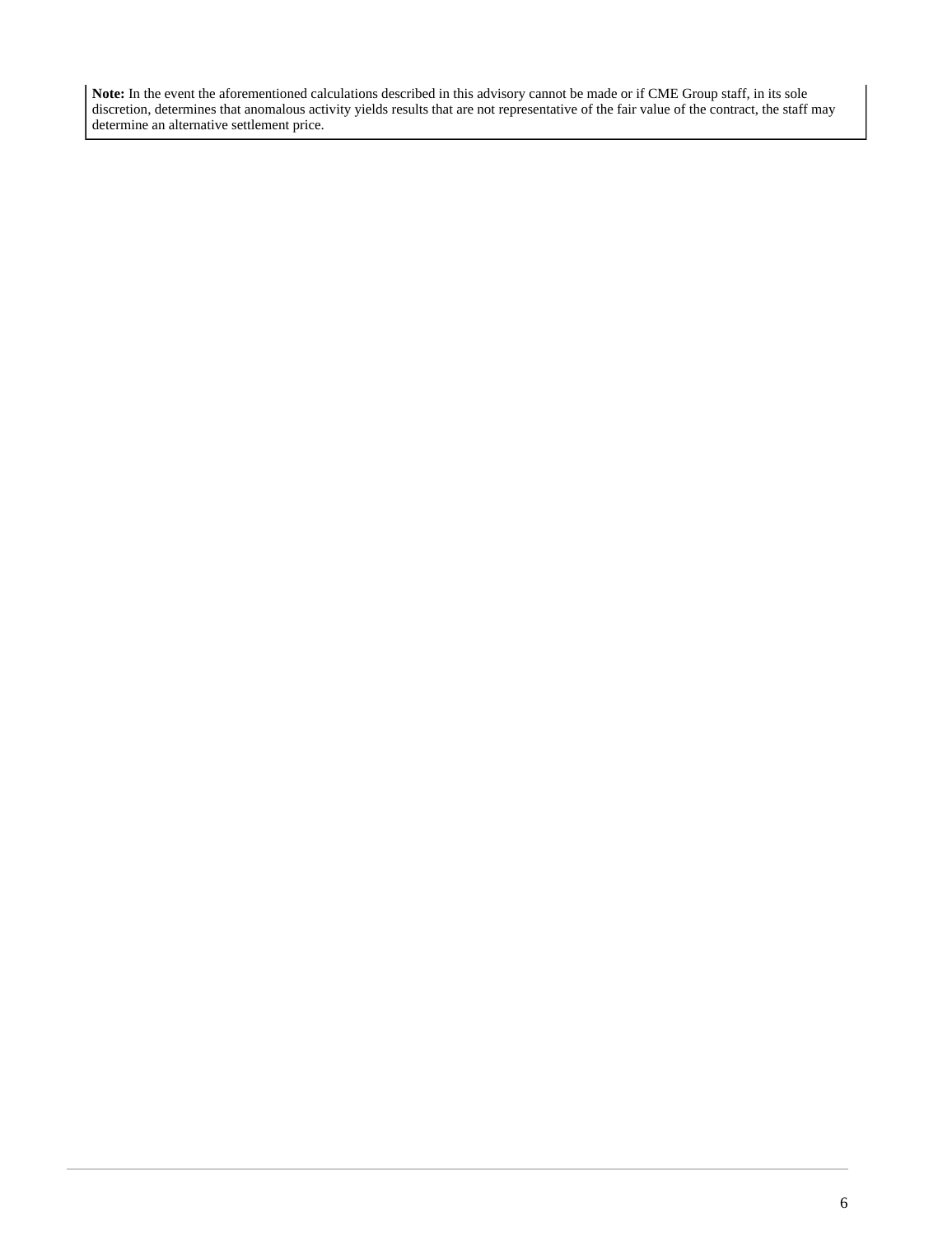**Note:** In the event the aforementioned calculations described in this advisory cannot be made or if CME Group staff, in its sole discretion, determines that anomalous activity yields results that are not representative of the fair value of the contract, the staff may determine an alternative settlement price.